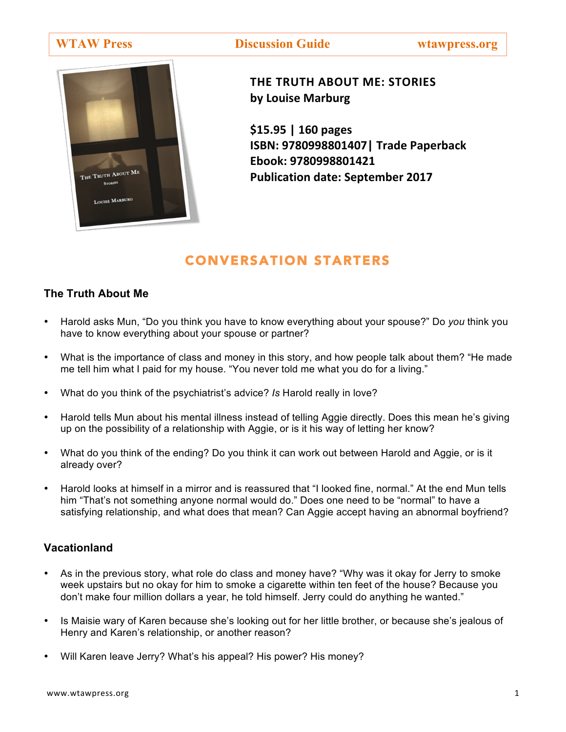WTAW Press | Discussion Guide | wtawpress.org

**THE TRUTH ABOUT ME: STORIES**
**by Louise Marburg**

**$15.95 | 160 pages**
**ISBN: 9780998801407| Trade Paperback**
**Ebook: 9780998801421**
**Publication date: September 2017**

## CONVERSATION STARTERS

### The Truth About Me

- Harold asks Mun, "Do you think you have to know everything about your spouse?" Do *you* think you have to know everything about your spouse or partner?

- What is the importance of class and money in this story, and how people talk about them? "He made me tell him what I paid for my house. "You never told me what you do for a living."

- What do you think of the psychiatrist's advice? *Is* Harold really in love?

- Harold tells Mun about his mental illness instead of telling Aggie directly. Does this mean he's giving up on the possibility of a relationship with Aggie, or is it his way of letting her know?

- What do you think of the ending? Do you think it can work out between Harold and Aggie, or is it already over?

- Harold looks at himself in a mirror and is reassured that "I looked fine, normal." At the end Mun tells him "That's not something anyone normal would do." Does one need to be "normal" to have a satisfying relationship, and what does that mean? Can Aggie accept having an abnormal boyfriend?

### Vacationland

- As in the previous story, what role do class and money have? "Why was it okay for Jerry to smoke week upstairs but no okay for him to smoke a cigarette within ten feet of the house? Because you don't make four million dollars a year, he told himself. Jerry could do anything he wanted."

- Is Maisie wary of Karen because she's looking out for her little brother, or because she's jealous of Henry and Karen's relationship, or another reason?

- Will Karen leave Jerry? What's his appeal? His power? His money?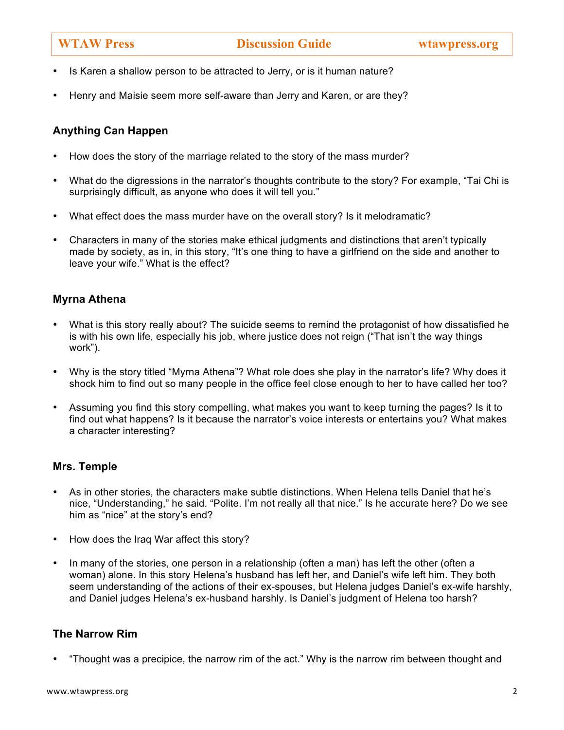- Is Karen a shallow person to be attracted to Jerry, or is it human nature?
- Henry and Maisie seem more self-aware than Jerry and Karen, or are they?

### Anything Can Happen

- How does the story of the marriage related to the story of the mass murder?
- What do the digressions in the narrator's thoughts contribute to the story? For example, "Tai Chi is surprisingly difficult, as anyone who does it will tell you."
- What effect does the mass murder have on the overall story? Is it melodramatic?
- Characters in many of the stories make ethical judgments and distinctions that aren't typically made by society, as in, in this story, "It's one thing to have a girlfriend on the side and another to leave your wife." What is the effect?

### Myrna Athena

- What is this story really about? The suicide seems to remind the protagonist of how dissatisfied he is with his own life, especially his job, where justice does not reign ("That isn't the way things work").
- Why is the story titled "Myrna Athena"? What role does she play in the narrator's life? Why does it shock him to find out so many people in the office feel close enough to her to have called her too?
- Assuming you find this story compelling, what makes you want to keep turning the pages? Is it to find out what happens? Is it because the narrator's voice interests or entertains you? What makes a character interesting?

### Mrs. Temple

- As in other stories, the characters make subtle distinctions. When Helena tells Daniel that he's nice, "Understanding," he said. "Polite. I'm not really all that nice." Is he accurate here? Do we see him as "nice" at the story's end?
- How does the Iraq War affect this story?
- In many of the stories, one person in a relationship (often a man) has left the other (often a woman) alone. In this story Helena's husband has left her, and Daniel's wife left him. They both seem understanding of the actions of their ex-spouses, but Helena judges Daniel's ex-wife harshly, and Daniel judges Helena's ex-husband harshly. Is Daniel's judgment of Helena too harsh?

### The Narrow Rim

- "Thought was a precipice, the narrow rim of the act." Why is the narrow rim between thought and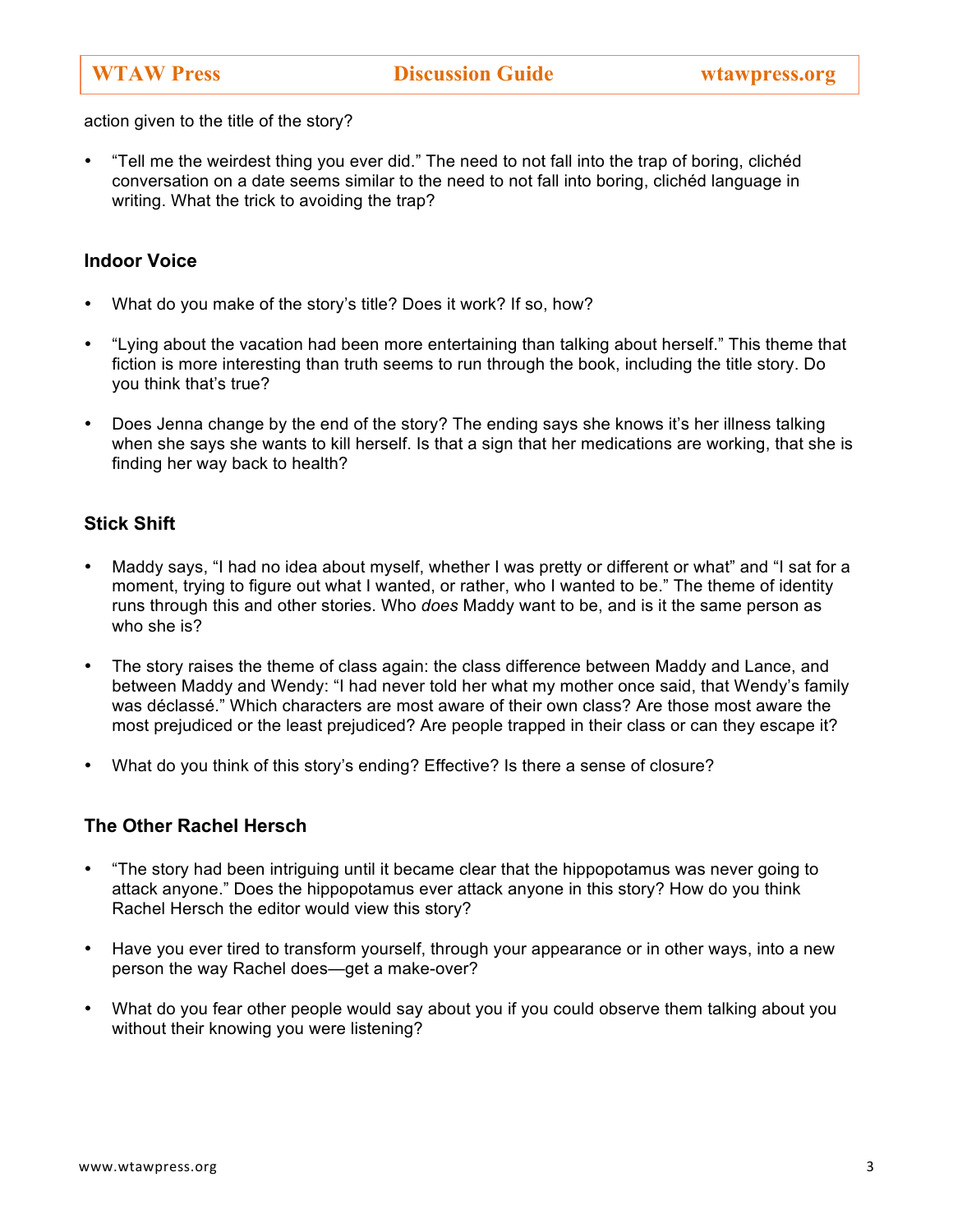action given to the title of the story?

- "Tell me the weirdest thing you ever did." The need to not fall into the trap of boring, clichéd conversation on a date seems similar to the need to not fall into boring, clichéd language in writing. What the trick to avoiding the trap?

### Indoor Voice

- What do you make of the story's title? Does it work? If so, how?

- "Lying about the vacation had been more entertaining than talking about herself." This theme that fiction is more interesting than truth seems to run through the book, including the title story. Do you think that's true?

- Does Jenna change by the end of the story? The ending says she knows it's her illness talking when she says she wants to kill herself. Is that a sign that her medications are working, that she is finding her way back to health?

### Stick Shift

- Maddy says, "I had no idea about myself, whether I was pretty or different or what" and "I sat for a moment, trying to figure out what I wanted, or rather, who I wanted to be." The theme of identity runs through this and other stories. Who *does* Maddy want to be, and is it the same person as who she is?

- The story raises the theme of class again: the class difference between Maddy and Lance, and between Maddy and Wendy: "I had never told her what my mother once said, that Wendy's family was déclassé." Which characters are most aware of their own class? Are those most aware the most prejudiced or the least prejudiced? Are people trapped in their class or can they escape it?

- What do you think of this story's ending? Effective? Is there a sense of closure?

### The Other Rachel Hersch

- "The story had been intriguing until it became clear that the hippopotamus was never going to attack anyone." Does the hippopotamus ever attack anyone in this story? How do you think Rachel Hersch the editor would view this story?

- Have you ever tired to transform yourself, through your appearance or in other ways, into a new person the way Rachel does—get a make-over?

- What do you fear other people would say about you if you could observe them talking about you without their knowing you were listening?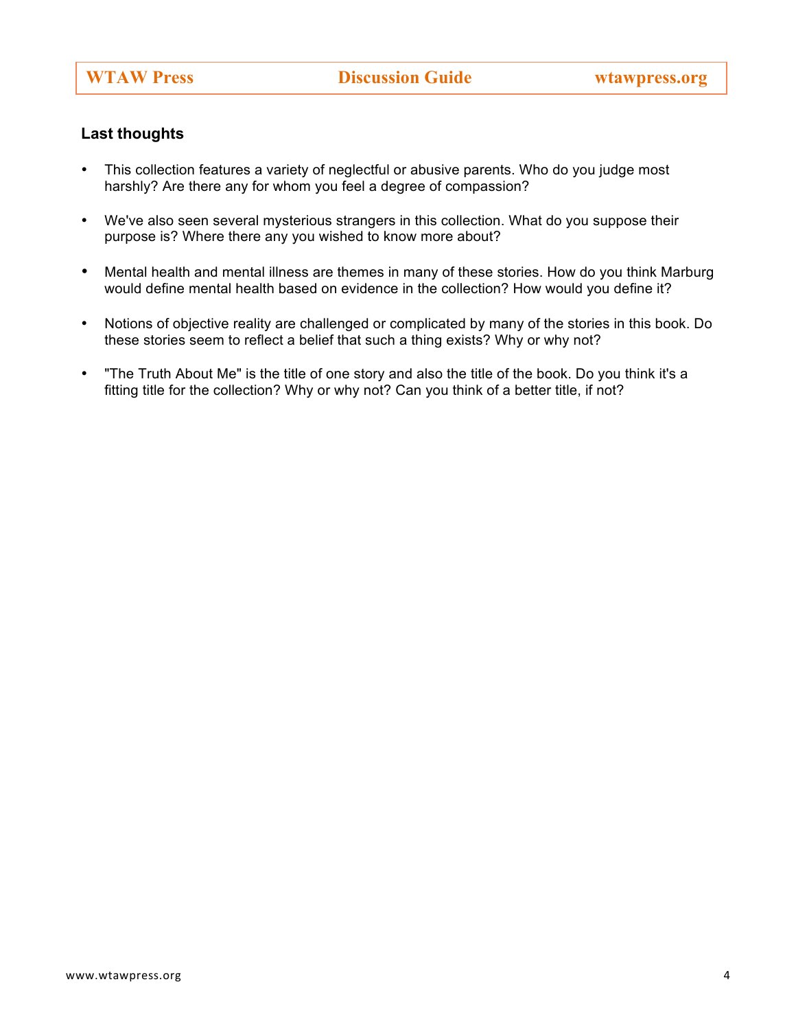## Last thoughts

- This collection features a variety of neglectful or abusive parents. Who do you judge most harshly? Are there any for whom you feel a degree of compassion?
- We've also seen several mysterious strangers in this collection. What do you suppose their purpose is? Where there any you wished to know more about?
- Mental health and mental illness are themes in many of these stories. How do you think Marburg would define mental health based on evidence in the collection? How would you define it?
- Notions of objective reality are challenged or complicated by many of the stories in this book. Do these stories seem to reflect a belief that such a thing exists? Why or why not?
- "The Truth About Me" is the title of one story and also the title of the book. Do you think it's a fitting title for the collection? Why or why not? Can you think of a better title, if not?